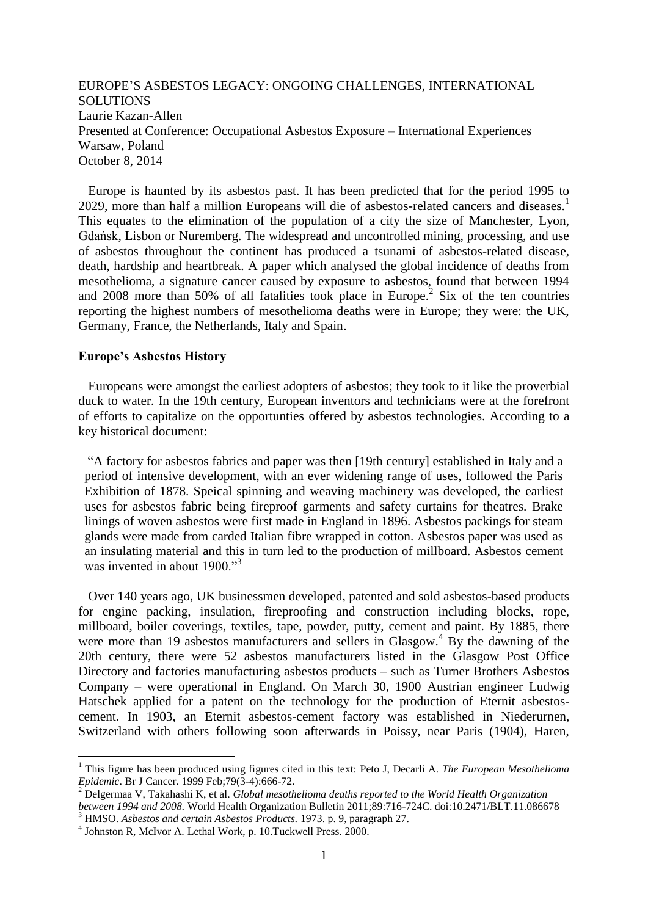EUROPE'S ASBESTOS LEGACY: ONGOING CHALLENGES, INTERNATIONAL SOLUTIONS
Laurie Kazan-Allen
Presented at Conference: Occupational Asbestos Exposure – International Experiences
Warsaw, Poland
October 8, 2014

Europe is haunted by its asbestos past. It has been predicted that for the period 1995 to 2029, more than half a million Europeans will die of asbestos-related cancers and diseases.[1] This equates to the elimination of the population of a city the size of Manchester, Lyon, Gdańsk, Lisbon or Nuremberg. The widespread and uncontrolled mining, processing, and use of asbestos throughout the continent has produced a tsunami of asbestos-related disease, death, hardship and heartbreak. A paper which analysed the global incidence of deaths from mesothelioma, a signature cancer caused by exposure to asbestos, found that between 1994 and 2008 more than 50% of all fatalities took place in Europe.[2] Six of the ten countries reporting the highest numbers of mesothelioma deaths were in Europe; they were: the UK, Germany, France, the Netherlands, Italy and Spain.

**Europe's Asbestos History**

Europeans were amongst the earliest adopters of asbestos; they took to it like the proverbial duck to water. In the 19th century, European inventors and technicians were at the forefront of efforts to capitalize on the opportunties offered by asbestos technologies. According to a key historical document:

> "A factory for asbestos fabrics and paper was then [19th century] established in Italy and a period of intensive development, with an ever widening range of uses, followed the Paris Exhibition of 1878. Speical spinning and weaving machinery was developed, the earliest uses for asbestos fabric being fireproof garments and safety curtains for theatres. Brake linings of woven asbestos were first made in England in 1896. Asbestos packings for steam glands were made from carded Italian fibre wrapped in cotton. Asbestos paper was used as an insulating material and this in turn led to the production of millboard. Asbestos cement was invented in about 1900."[3]

Over 140 years ago, UK businessmen developed, patented and sold asbestos-based products for engine packing, insulation, fireproofing and construction including blocks, rope, millboard, boiler coverings, textiles, tape, powder, putty, cement and paint. By 1885, there were more than 19 asbestos manufacturers and sellers in Glasgow.[4] By the dawning of the 20th century, there were 52 asbestos manufacturers listed in the Glasgow Post Office Directory and factories manufacturing asbestos products – such as Turner Brothers Asbestos Company – were operational in England. On March 30, 1900 Austrian engineer Ludwig Hatschek applied for a patent on the technology for the production of Eternit asbestos-cement. In 1903, an Eternit asbestos-cement factory was established in Niederurnen, Switzerland with others following soon afterwards in Poissy, near Paris (1904), Haren,

---

[1] This figure has been produced using figures cited in this text: Peto J, Decarli A. *The European Mesothelioma Epidemic*. Br J Cancer. 1999 Feb;79(3-4):666-72.

[2] Delgermaa V, Takahashi K, et al. *Global mesothelioma deaths reported to the World Health Organization between 1994 and 2008.* World Health Organization Bulletin 2011;89:716-724C. doi:10.2471/BLT.11.086678

[3] HMSO. *Asbestos and certain Asbestos Products.* 1973. p. 9, paragraph 27.

[4] Johnston R, McIvor A. Lethal Work, p. 10.Tuckwell Press. 2000.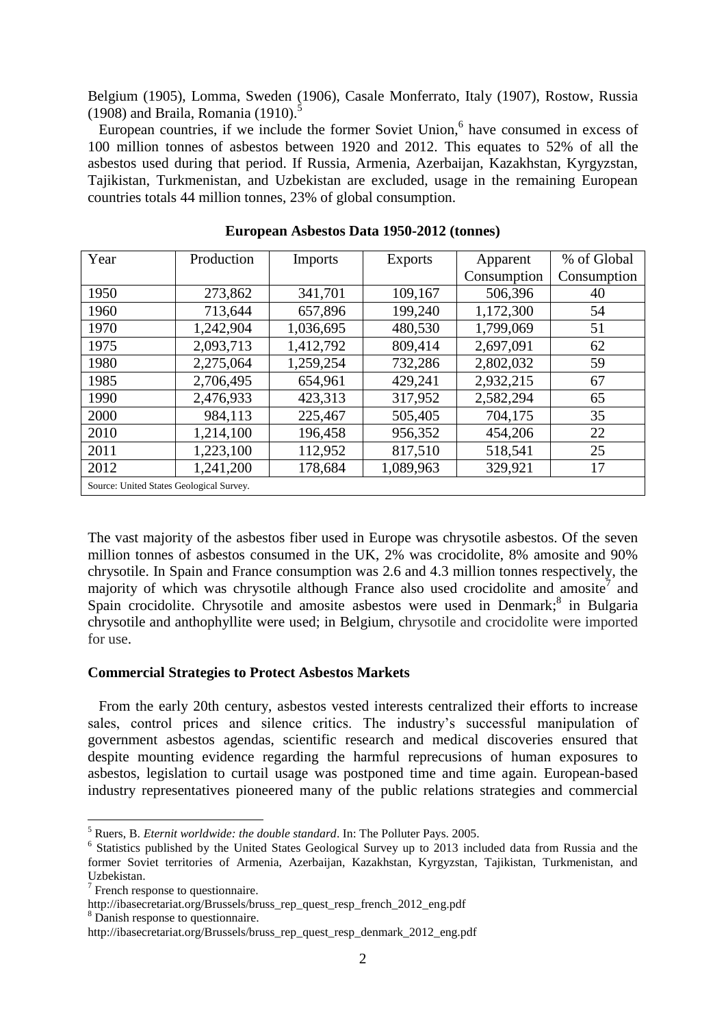Belgium (1905), Lomma, Sweden (1906), Casale Monferrato, Italy (1907), Rostow, Russia (1908) and Braila, Romania (1910).[5]

European countries, if we include the former Soviet Union,[6] have consumed in excess of 100 million tonnes of asbestos between 1920 and 2012. This equates to 52% of all the asbestos used during that period. If Russia, Armenia, Azerbaijan, Kazakhstan, Kyrgyzstan, Tajikistan, Turkmenistan, and Uzbekistan are excluded, usage in the remaining European countries totals 44 million tonnes, 23% of global consumption.

**European Asbestos Data 1950-2012 (tonnes)**

| Year | Production | Imports | Exports | Apparent Consumption | % of Global Consumption |
|---|---|---|---|---|---|
| 1950 | 273,862 | 341,701 | 109,167 | 506,396 | 40 |
| 1960 | 713,644 | 657,896 | 199,240 | 1,172,300 | 54 |
| 1970 | 1,242,904 | 1,036,695 | 480,530 | 1,799,069 | 51 |
| 1975 | 2,093,713 | 1,412,792 | 809,414 | 2,697,091 | 62 |
| 1980 | 2,275,064 | 1,259,254 | 732,286 | 2,802,032 | 59 |
| 1985 | 2,706,495 | 654,961 | 429,241 | 2,932,215 | 67 |
| 1990 | 2,476,933 | 423,313 | 317,952 | 2,582,294 | 65 |
| 2000 | 984,113 | 225,467 | 505,405 | 704,175 | 35 |
| 2010 | 1,214,100 | 196,458 | 956,352 | 454,206 | 22 |
| 2011 | 1,223,100 | 112,952 | 817,510 | 518,541 | 25 |
| 2012 | 1,241,200 | 178,684 | 1,089,963 | 329,921 | 17 |

Source: United States Geological Survey.

The vast majority of the asbestos fiber used in Europe was chrysotile asbestos. Of the seven million tonnes of asbestos consumed in the UK, 2% was crocidolite, 8% amosite and 90% chrysotile. In Spain and France consumption was 2.6 and 4.3 million tonnes respectively, the majority of which was chrysotile although France also used crocidolite and amosite[7] and Spain crocidolite. Chrysotile and amosite asbestos were used in Denmark;[8] in Bulgaria chrysotile and anthophyllite were used; in Belgium, chrysotile and crocidolite were imported for use.

### Commercial Strategies to Protect Asbestos Markets

From the early 20th century, asbestos vested interests centralized their efforts to increase sales, control prices and silence critics. The industry's successful manipulation of government asbestos agendas, scientific research and medical discoveries ensured that despite mounting evidence regarding the harmful reprecusions of human exposures to asbestos, legislation to curtail usage was postponed time and time again. European-based industry representatives pioneered many of the public relations strategies and commercial

---

[5] Ruers, B. *Eternit worldwide: the double standard*. In: The Polluter Pays. 2005.

[6] Statistics published by the United States Geological Survey up to 2013 included data from Russia and the former Soviet territories of Armenia, Azerbaijan, Kazakhstan, Kyrgyzstan, Tajikistan, Turkmenistan, and Uzbekistan.

[7] French response to questionnaire. http://ibasecretariat.org/Brussels/bruss_rep_quest_resp_french_2012_eng.pdf

[8] Danish response to questionnaire. http://ibasecretariat.org/Brussels/bruss_rep_quest_resp_denmark_2012_eng.pdf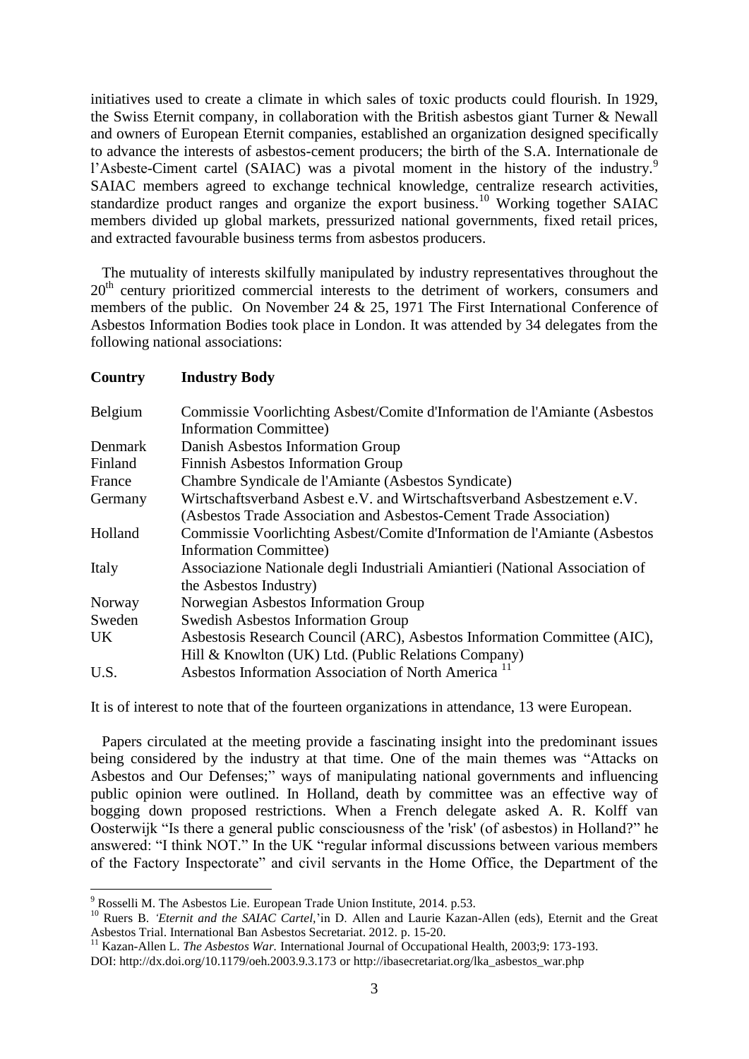initiatives used to create a climate in which sales of toxic products could flourish. In 1929, the Swiss Eternit company, in collaboration with the British asbestos giant Turner & Newall and owners of European Eternit companies, established an organization designed specifically to advance the interests of asbestos-cement producers; the birth of the S.A. Internationale de l'Asbeste-Ciment cartel (SAIAC) was a pivotal moment in the history of the industry.[9] SAIAC members agreed to exchange technical knowledge, centralize research activities, standardize product ranges and organize the export business.[10] Working together SAIAC members divided up global markets, pressurized national governments, fixed retail prices, and extracted favourable business terms from asbestos producers.

The mutuality of interests skilfully manipulated by industry representatives throughout the 20th century prioritized commercial interests to the detriment of workers, consumers and members of the public. On November 24 & 25, 1971 The First International Conference of Asbestos Information Bodies took place in London. It was attended by 34 delegates from the following national associations:

| Country | Industry Body |
|---|---|
| Belgium | Commissie Voorlichting Asbest/Comite d'Information de l'Amiante (Asbestos Information Committee) |
| Denmark | Danish Asbestos Information Group |
| Finland | Finnish Asbestos Information Group |
| France | Chambre Syndicale de l'Amiante (Asbestos Syndicate) |
| Germany | Wirtschaftsverband Asbest e.V. and Wirtschaftsverband Asbestzement e.V. (Asbestos Trade Association and Asbestos-Cement Trade Association) |
| Holland | Commissie Voorlichting Asbest/Comite d'Information de l'Amiante (Asbestos Information Committee) |
| Italy | Associazione Nationale degli Industriali Amiantieri (National Association of the Asbestos Industry) |
| Norway | Norwegian Asbestos Information Group |
| Sweden | Swedish Asbestos Information Group |
| UK | Asbestosis Research Council (ARC), Asbestos Information Committee (AIC), Hill & Knowlton (UK) Ltd. (Public Relations Company) |
| U.S. | Asbestos Information Association of North America [11] |

It is of interest to note that of the fourteen organizations in attendance, 13 were European.

Papers circulated at the meeting provide a fascinating insight into the predominant issues being considered by the industry at that time. One of the main themes was "Attacks on Asbestos and Our Defenses;" ways of manipulating national governments and influencing public opinion were outlined. In Holland, death by committee was an effective way of bogging down proposed restrictions. When a French delegate asked A. R. Kolff van Oosterwijk "Is there a general public consciousness of the 'risk' (of asbestos) in Holland?" he answered: "I think NOT." In the UK "regular informal discussions between various members of the Factory Inspectorate" and civil servants in the Home Office, the Department of the

---

[9] Rosselli M. The Asbestos Lie. European Trade Union Institute, 2014. p.53.

[10] Ruers B. *'Eternit and the SAIAC Cartel,'* in D. Allen and Laurie Kazan-Allen (eds), Eternit and the Great Asbestos Trial. International Ban Asbestos Secretariat. 2012. p. 15-20.

[11] Kazan-Allen L. *The Asbestos War.* International Journal of Occupational Health, 2003;9: 173-193. DOI: http://dx.doi.org/10.1179/oeh.2003.9.3.173 or http://ibasecretariat.org/lka_asbestos_war.php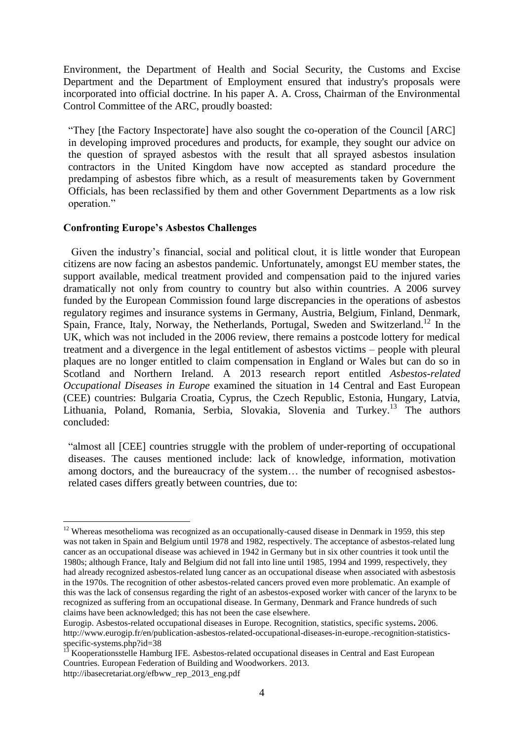Environment, the Department of Health and Social Security, the Customs and Excise Department and the Department of Employment ensured that industry's proposals were incorporated into official doctrine. In his paper A. A. Cross, Chairman of the Environmental Control Committee of the ARC, proudly boasted:

> "They [the Factory Inspectorate] have also sought the co-operation of the Council [ARC] in developing improved procedures and products, for example, they sought our advice on the question of sprayed asbestos with the result that all sprayed asbestos insulation contractors in the United Kingdom have now accepted as standard procedure the predamping of asbestos fibre which, as a result of measurements taken by Government Officials, has been reclassified by them and other Government Departments as a low risk operation."

**Confronting Europe's Asbestos Challenges**

Given the industry's financial, social and political clout, it is little wonder that European citizens are now facing an asbestos pandemic. Unfortunately, amongst EU member states, the support available, medical treatment provided and compensation paid to the injured varies dramatically not only from country to country but also within countries. A 2006 survey funded by the European Commission found large discrepancies in the operations of asbestos regulatory regimes and insurance systems in Germany, Austria, Belgium, Finland, Denmark, Spain, France, Italy, Norway, the Netherlands, Portugal, Sweden and Switzerland.[12] In the UK, which was not included in the 2006 review, there remains a postcode lottery for medical treatment and a divergence in the legal entitlement of asbestos victims – people with pleural plaques are no longer entitled to claim compensation in England or Wales but can do so in Scotland and Northern Ireland. A 2013 research report entitled *Asbestos-related Occupational Diseases in Europe* examined the situation in 14 Central and East European (CEE) countries: Bulgaria Croatia, Cyprus, the Czech Republic, Estonia, Hungary, Latvia, Lithuania, Poland, Romania, Serbia, Slovakia, Slovenia and Turkey.[13] The authors concluded:

> "almost all [CEE] countries struggle with the problem of under-reporting of occupational diseases. The causes mentioned include: lack of knowledge, information, motivation among doctors, and the bureaucracy of the system… the number of recognised asbestos-related cases differs greatly between countries, due to:

---

[12] Whereas mesothelioma was recognized as an occupationally-caused disease in Denmark in 1959, this step was not taken in Spain and Belgium until 1978 and 1982, respectively. The acceptance of asbestos-related lung cancer as an occupational disease was achieved in 1942 in Germany but in six other countries it took until the 1980s; although France, Italy and Belgium did not fall into line until 1985, 1994 and 1999, respectively, they had already recognized asbestos-related lung cancer as an occupational disease when associated with asbestosis in the 1970s. The recognition of other asbestos-related cancers proved even more problematic. An example of this was the lack of consensus regarding the right of an asbestos-exposed worker with cancer of the larynx to be recognized as suffering from an occupational disease. In Germany, Denmark and France hundreds of such claims have been acknowledged; this has not been the case elsewhere.

Eurogip. Asbestos-related occupational diseases in Europe. Recognition, statistics, specific systems**.** 2006. http://www.eurogip.fr/en/publication-asbestos-related-occupational-diseases-in-europe.-recognition-statistics-specific-systems.php?id=38

[13] Kooperationsstelle Hamburg IFE. Asbestos-related occupational diseases in Central and East European Countries. European Federation of Building and Woodworkers. 2013. http://ibasecretariat.org/efbww_rep_2013_eng.pdf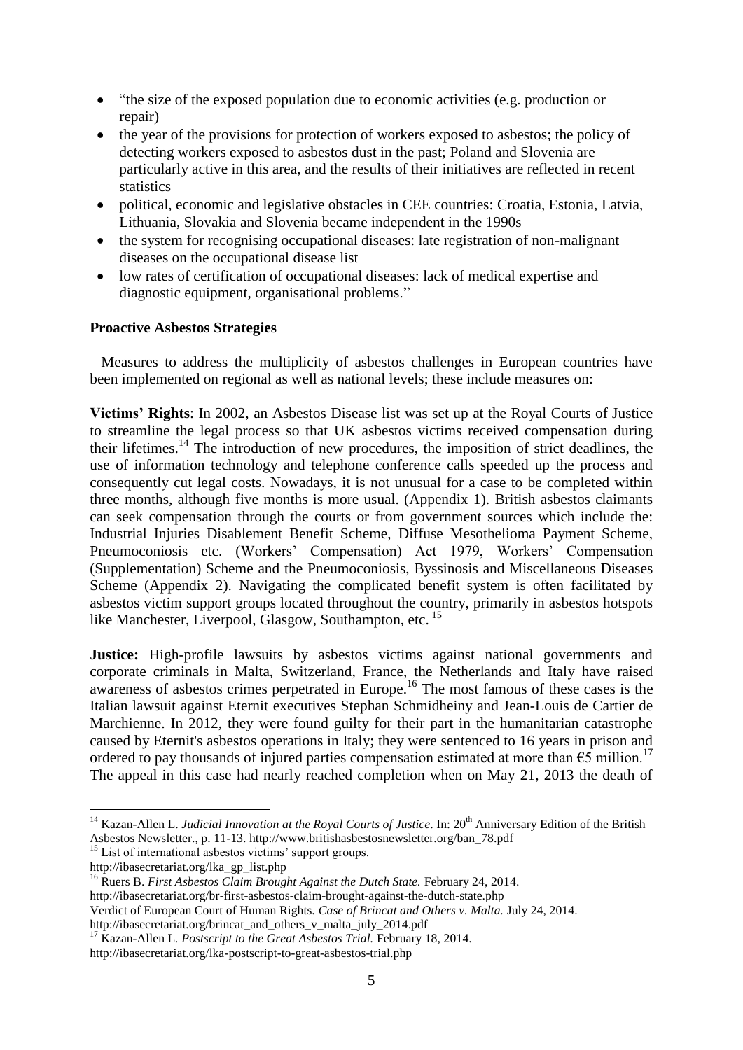- "the size of the exposed population due to economic activities (e.g. production or repair)
- the year of the provisions for protection of workers exposed to asbestos; the policy of detecting workers exposed to asbestos dust in the past; Poland and Slovenia are particularly active in this area, and the results of their initiatives are reflected in recent statistics
- political, economic and legislative obstacles in CEE countries: Croatia, Estonia, Latvia, Lithuania, Slovakia and Slovenia became independent in the 1990s
- the system for recognising occupational diseases: late registration of non-malignant diseases on the occupational disease list
- low rates of certification of occupational diseases: lack of medical expertise and diagnostic equipment, organisational problems."

**Proactive Asbestos Strategies**

Measures to address the multiplicity of asbestos challenges in European countries have been implemented on regional as well as national levels; these include measures on:

**Victims' Rights**: In 2002, an Asbestos Disease list was set up at the Royal Courts of Justice to streamline the legal process so that UK asbestos victims received compensation during their lifetimes.[14] The introduction of new procedures, the imposition of strict deadlines, the use of information technology and telephone conference calls speeded up the process and consequently cut legal costs. Nowadays, it is not unusual for a case to be completed within three months, although five months is more usual. (Appendix 1). British asbestos claimants can seek compensation through the courts or from government sources which include the: Industrial Injuries Disablement Benefit Scheme, Diffuse Mesothelioma Payment Scheme, Pneumoconiosis etc. (Workers' Compensation) Act 1979, Workers' Compensation (Supplementation) Scheme and the Pneumoconiosis, Byssinosis and Miscellaneous Diseases Scheme (Appendix 2). Navigating the complicated benefit system is often facilitated by asbestos victim support groups located throughout the country, primarily in asbestos hotspots like Manchester, Liverpool, Glasgow, Southampton, etc.[15]

**Justice:** High-profile lawsuits by asbestos victims against national governments and corporate criminals in Malta, Switzerland, France, the Netherlands and Italy have raised awareness of asbestos crimes perpetrated in Europe.[16] The most famous of these cases is the Italian lawsuit against Eternit executives Stephan Schmidheiny and Jean-Louis de Cartier de Marchienne. In 2012, they were found guilty for their part in the humanitarian catastrophe caused by Eternit's asbestos operations in Italy; they were sentenced to 16 years in prison and ordered to pay thousands of injured parties compensation estimated at more than €5 million.[17] The appeal in this case had nearly reached completion when on May 21, 2013 the death of

---

[14] Kazan-Allen L. *Judicial Innovation at the Royal Courts of Justice*. In: 20th Anniversary Edition of the British Asbestos Newsletter., p. 11-13. http://www.britishasbestosnewsletter.org/ban_78.pdf

[15] List of international asbestos victims' support groups. http://ibasecretariat.org/lka_gp_list.php

[16] Ruers B. *First Asbestos Claim Brought Against the Dutch State.* February 24, 2014. http://ibasecretariat.org/br-first-asbestos-claim-brought-against-the-dutch-state.php

Verdict of European Court of Human Rights. *Case of Brincat and Others v. Malta.* July 24, 2014. http://ibasecretariat.org/brincat_and_others_v_malta_july_2014.pdf

[17] Kazan-Allen L. *Postscript to the Great Asbestos Trial.* February 18, 2014. http://ibasecretariat.org/lka-postscript-to-great-asbestos-trial.php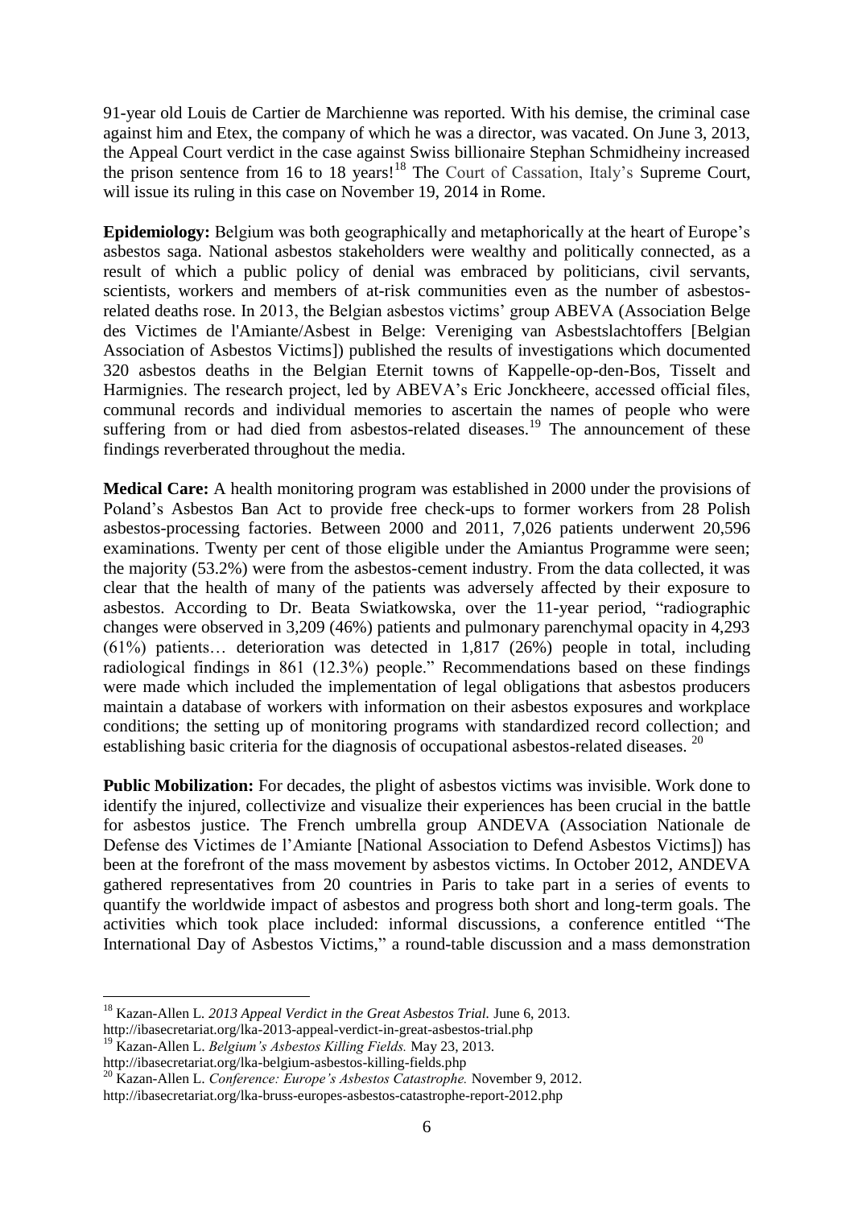91-year old Louis de Cartier de Marchienne was reported. With his demise, the criminal case against him and Etex, the company of which he was a director, was vacated. On June 3, 2013, the Appeal Court verdict in the case against Swiss billionaire Stephan Schmidheiny increased the prison sentence from 16 to 18 years![18] The Court of Cassation, Italy's Supreme Court, will issue its ruling in this case on November 19, 2014 in Rome.

**Epidemiology:** Belgium was both geographically and metaphorically at the heart of Europe's asbestos saga. National asbestos stakeholders were wealthy and politically connected, as a result of which a public policy of denial was embraced by politicians, civil servants, scientists, workers and members of at-risk communities even as the number of asbestos-related deaths rose. In 2013, the Belgian asbestos victims' group ABEVA (Association Belge des Victimes de l'Amiante/Asbest in Belge: Vereniging van Asbestslachtoffers [Belgian Association of Asbestos Victims]) published the results of investigations which documented 320 asbestos deaths in the Belgian Eternit towns of Kappelle-op-den-Bos, Tisselt and Harmignies. The research project, led by ABEVA's Eric Jonckheere, accessed official files, communal records and individual memories to ascertain the names of people who were suffering from or had died from asbestos-related diseases.[19] The announcement of these findings reverberated throughout the media.

**Medical Care:** A health monitoring program was established in 2000 under the provisions of Poland's Asbestos Ban Act to provide free check-ups to former workers from 28 Polish asbestos-processing factories. Between 2000 and 2011, 7,026 patients underwent 20,596 examinations. Twenty per cent of those eligible under the Amiantus Programme were seen; the majority (53.2%) were from the asbestos-cement industry. From the data collected, it was clear that the health of many of the patients was adversely affected by their exposure to asbestos. According to Dr. Beata Swiatkowska, over the 11-year period, "radiographic changes were observed in 3,209 (46%) patients and pulmonary parenchymal opacity in 4,293 (61%) patients… deterioration was detected in 1,817 (26%) people in total, including radiological findings in 861 (12.3%) people." Recommendations based on these findings were made which included the implementation of legal obligations that asbestos producers maintain a database of workers with information on their asbestos exposures and workplace conditions; the setting up of monitoring programs with standardized record collection; and establishing basic criteria for the diagnosis of occupational asbestos-related diseases.[20]

**Public Mobilization:** For decades, the plight of asbestos victims was invisible. Work done to identify the injured, collectivize and visualize their experiences has been crucial in the battle for asbestos justice. The French umbrella group ANDEVA (Association Nationale de Defense des Victimes de l'Amiante [National Association to Defend Asbestos Victims]) has been at the forefront of the mass movement by asbestos victims. In October 2012, ANDEVA gathered representatives from 20 countries in Paris to take part in a series of events to quantify the worldwide impact of asbestos and progress both short and long-term goals. The activities which took place included: informal discussions, a conference entitled "The International Day of Asbestos Victims," a round-table discussion and a mass demonstration

---

[18] Kazan-Allen L. *2013 Appeal Verdict in the Great Asbestos Trial.* June 6, 2013. http://ibasecretariat.org/lka-2013-appeal-verdict-in-great-asbestos-trial.php

[19] Kazan-Allen L. *Belgium's Asbestos Killing Fields.* May 23, 2013. http://ibasecretariat.org/lka-belgium-asbestos-killing-fields.php

[20] Kazan-Allen L. *Conference: Europe's Asbestos Catastrophe.* November 9, 2012. http://ibasecretariat.org/lka-bruss-europes-asbestos-catastrophe-report-2012.php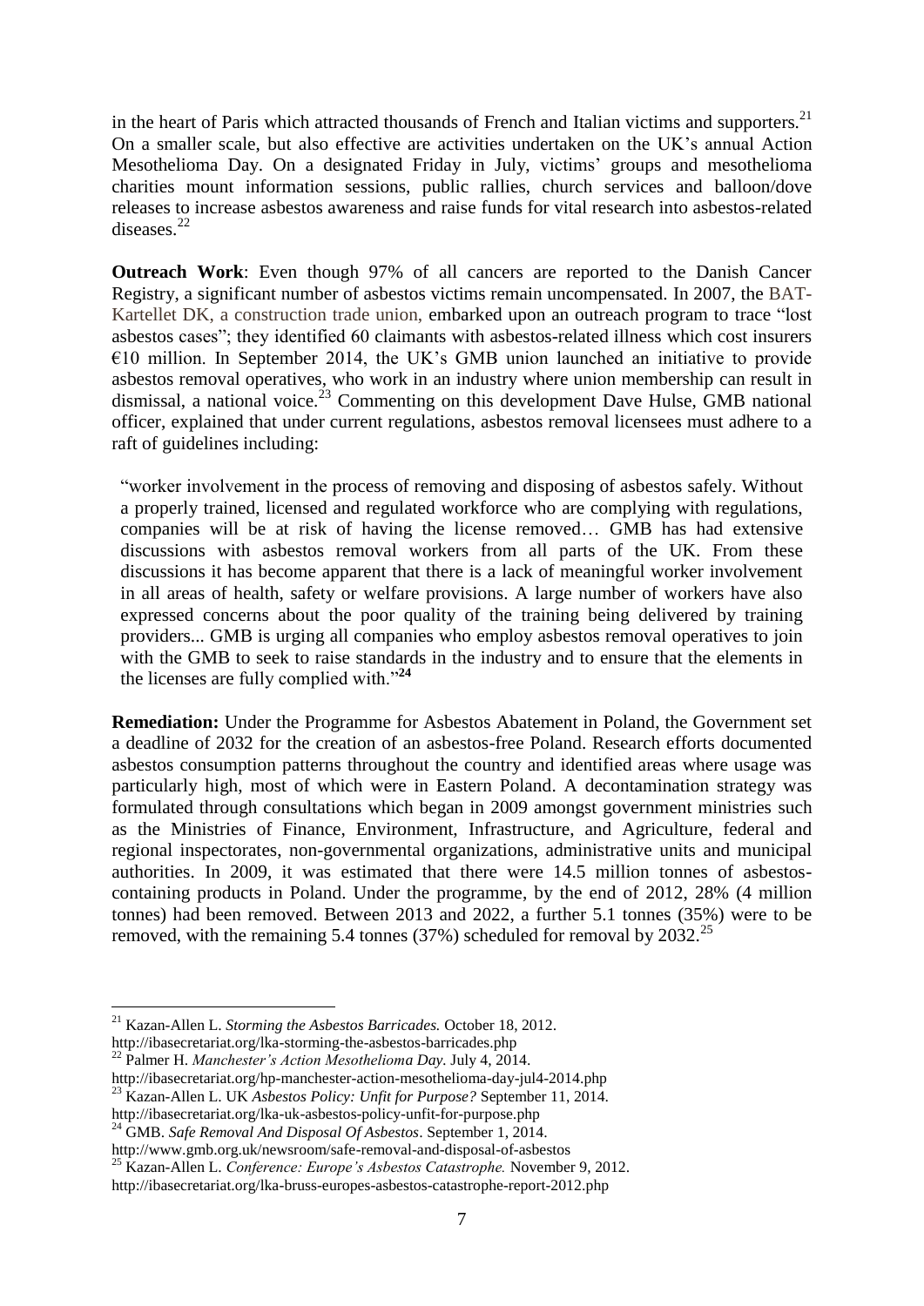in the heart of Paris which attracted thousands of French and Italian victims and supporters.[21] On a smaller scale, but also effective are activities undertaken on the UK's annual Action Mesothelioma Day. On a designated Friday in July, victims' groups and mesothelioma charities mount information sessions, public rallies, church services and balloon/dove releases to increase asbestos awareness and raise funds for vital research into asbestos-related diseases.[22]

**Outreach Work**: Even though 97% of all cancers are reported to the Danish Cancer Registry, a significant number of asbestos victims remain uncompensated. In 2007, the BAT-Kartellet DK, a construction trade union, embarked upon an outreach program to trace "lost asbestos cases"; they identified 60 claimants with asbestos-related illness which cost insurers €10 million. In September 2014, the UK's GMB union launched an initiative to provide asbestos removal operatives, who work in an industry where union membership can result in dismissal, a national voice.[23] Commenting on this development Dave Hulse, GMB national officer, explained that under current regulations, asbestos removal licensees must adhere to a raft of guidelines including:

> "worker involvement in the process of removing and disposing of asbestos safely. Without a properly trained, licensed and regulated workforce who are complying with regulations, companies will be at risk of having the license removed… GMB has had extensive discussions with asbestos removal workers from all parts of the UK. From these discussions it has become apparent that there is a lack of meaningful worker involvement in all areas of health, safety or welfare provisions. A large number of workers have also expressed concerns about the poor quality of the training being delivered by training providers... GMB is urging all companies who employ asbestos removal operatives to join with the GMB to seek to raise standards in the industry and to ensure that the elements in the licenses are fully complied with."[24]

**Remediation:** Under the Programme for Asbestos Abatement in Poland, the Government set a deadline of 2032 for the creation of an asbestos-free Poland. Research efforts documented asbestos consumption patterns throughout the country and identified areas where usage was particularly high, most of which were in Eastern Poland. A decontamination strategy was formulated through consultations which began in 2009 amongst government ministries such as the Ministries of Finance, Environment, Infrastructure, and Agriculture, federal and regional inspectorates, non-governmental organizations, administrative units and municipal authorities. In 2009, it was estimated that there were 14.5 million tonnes of asbestos-containing products in Poland. Under the programme, by the end of 2012, 28% (4 million tonnes) had been removed. Between 2013 and 2022, a further 5.1 tonnes (35%) were to be removed, with the remaining 5.4 tonnes (37%) scheduled for removal by 2032.[25]

---

[21] Kazan-Allen L. *Storming the Asbestos Barricades.* October 18, 2012. http://ibasecretariat.org/lka-storming-the-asbestos-barricades.php

[22] Palmer H. *Manchester's Action Mesothelioma Day.* July 4, 2014. http://ibasecretariat.org/hp-manchester-action-mesothelioma-day-jul4-2014.php

[23] Kazan-Allen L. UK *Asbestos Policy: Unfit for Purpose?* September 11, 2014. http://ibasecretariat.org/lka-uk-asbestos-policy-unfit-for-purpose.php

[24] GMB. *Safe Removal And Disposal Of Asbestos*. September 1, 2014. http://www.gmb.org.uk/newsroom/safe-removal-and-disposal-of-asbestos

[25] Kazan-Allen L. *Conference: Europe's Asbestos Catastrophe.* November 9, 2012. http://ibasecretariat.org/lka-bruss-europes-asbestos-catastrophe-report-2012.php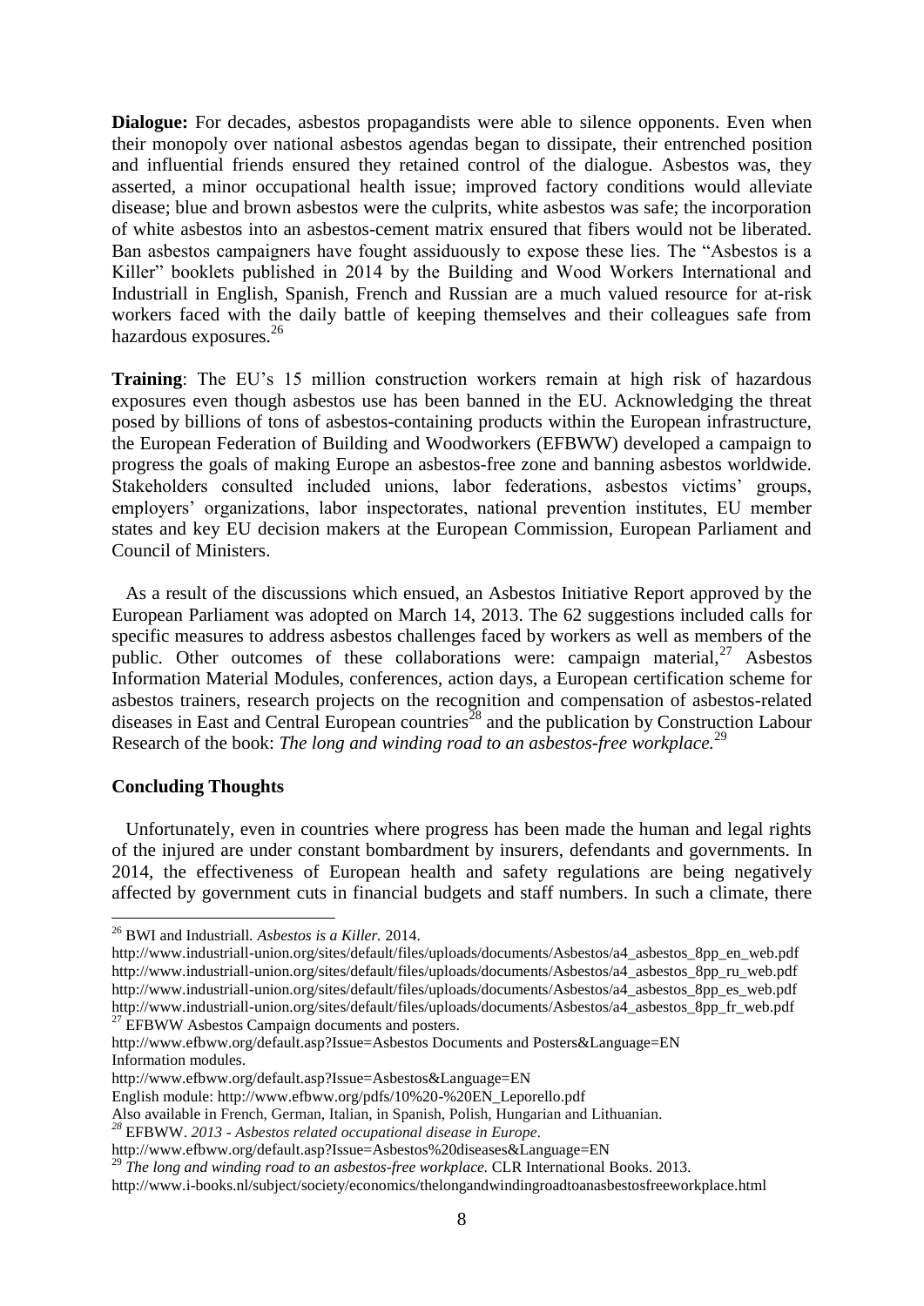**Dialogue:** For decades, asbestos propagandists were able to silence opponents. Even when their monopoly over national asbestos agendas began to dissipate, their entrenched position and influential friends ensured they retained control of the dialogue. Asbestos was, they asserted, a minor occupational health issue; improved factory conditions would alleviate disease; blue and brown asbestos were the culprits, white asbestos was safe; the incorporation of white asbestos into an asbestos-cement matrix ensured that fibers would not be liberated. Ban asbestos campaigners have fought assiduously to expose these lies. The "Asbestos is a Killer" booklets published in 2014 by the Building and Wood Workers International and Industriall in English, Spanish, French and Russian are a much valued resource for at-risk workers faced with the daily battle of keeping themselves and their colleagues safe from hazardous exposures.[26]

**Training**: The EU's 15 million construction workers remain at high risk of hazardous exposures even though asbestos use has been banned in the EU. Acknowledging the threat posed by billions of tons of asbestos-containing products within the European infrastructure, the European Federation of Building and Woodworkers (EFBWW) developed a campaign to progress the goals of making Europe an asbestos-free zone and banning asbestos worldwide. Stakeholders consulted included unions, labor federations, asbestos victims' groups, employers' organizations, labor inspectorates, national prevention institutes, EU member states and key EU decision makers at the European Commission, European Parliament and Council of Ministers.

As a result of the discussions which ensued, an Asbestos Initiative Report approved by the European Parliament was adopted on March 14, 2013. The 62 suggestions included calls for specific measures to address asbestos challenges faced by workers as well as members of the public. Other outcomes of these collaborations were: campaign material,[27] Asbestos Information Material Modules, conferences, action days, a European certification scheme for asbestos trainers, research projects on the recognition and compensation of asbestos-related diseases in East and Central European countries[28] and the publication by Construction Labour Research of the book: *The long and winding road to an asbestos-free workplace.*[29]

**Concluding Thoughts**

Unfortunately, even in countries where progress has been made the human and legal rights of the injured are under constant bombardment by insurers, defendants and governments. In 2014, the effectiveness of European health and safety regulations are being negatively affected by government cuts in financial budgets and staff numbers. In such a climate, there

---

[26] BWI and Industriall. *Asbestos is a Killer.* 2014.
http://www.industriall-union.org/sites/default/files/uploads/documents/Asbestos/a4_asbestos_8pp_en_web.pdf
http://www.industriall-union.org/sites/default/files/uploads/documents/Asbestos/a4_asbestos_8pp_ru_web.pdf
http://www.industriall-union.org/sites/default/files/uploads/documents/Asbestos/a4_asbestos_8pp_es_web.pdf
http://www.industriall-union.org/sites/default/files/uploads/documents/Asbestos/a4_asbestos_8pp_fr_web.pdf

[27] EFBWW Asbestos Campaign documents and posters.
http://www.efbww.org/default.asp?Issue=Asbestos Documents and Posters&Language=EN
Information modules.
http://www.efbww.org/default.asp?Issue=Asbestos&Language=EN
English module: http://www.efbww.org/pdfs/10%20-%20EN_Leporello.pdf
Also available in French, German, Italian, in Spanish, Polish, Hungarian and Lithuanian.

[28] EFBWW. *2013 - Asbestos related occupational disease in Europe*.
http://www.efbww.org/default.asp?Issue=Asbestos%20diseases&Language=EN

[29] *The long and winding road to an asbestos-free workplace.* CLR International Books. 2013.
http://www.i-books.nl/subject/society/economics/thelongandwindingroadtoanasbestosfreeworkplace.html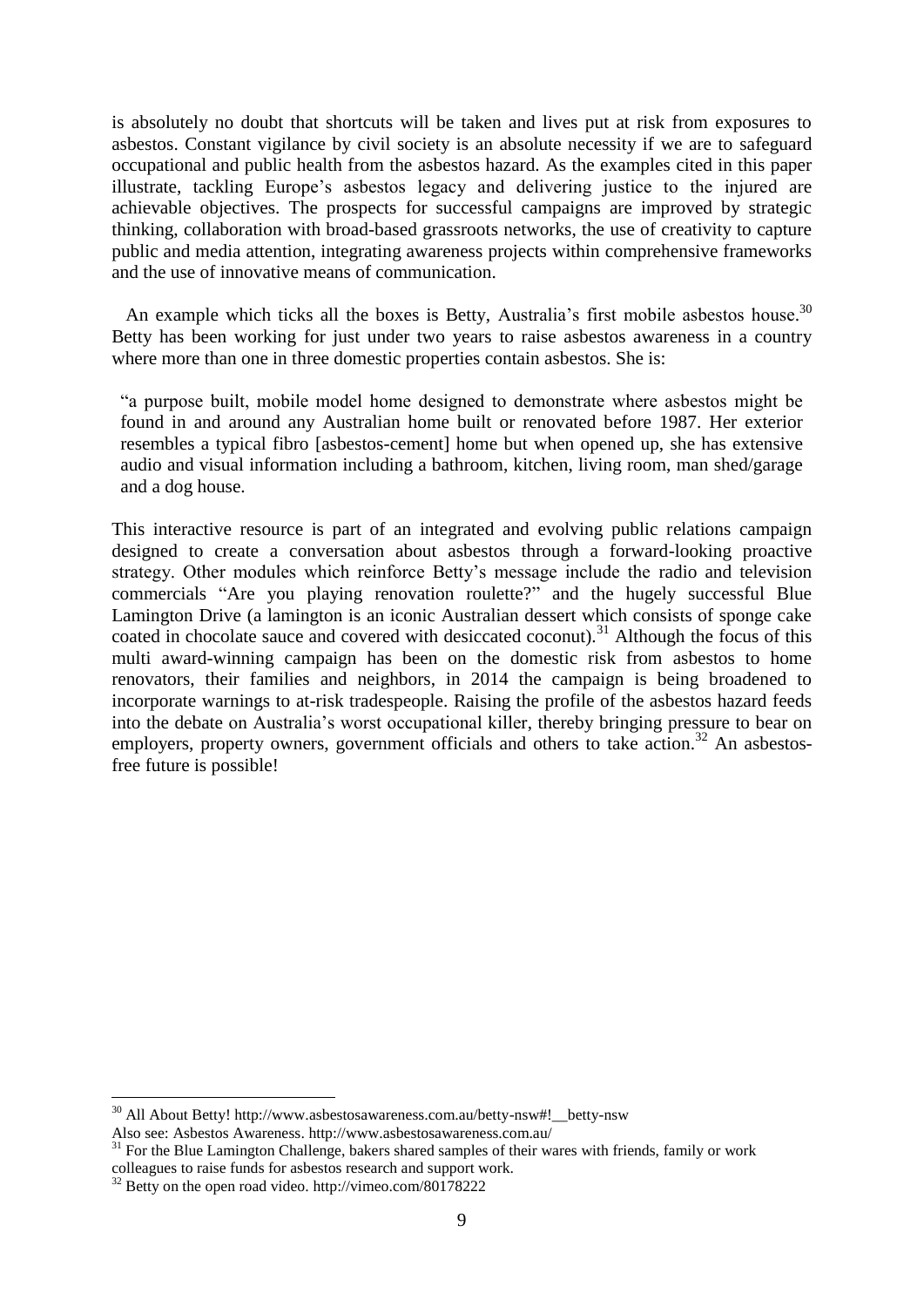is absolutely no doubt that shortcuts will be taken and lives put at risk from exposures to asbestos. Constant vigilance by civil society is an absolute necessity if we are to safeguard occupational and public health from the asbestos hazard. As the examples cited in this paper illustrate, tackling Europe's asbestos legacy and delivering justice to the injured are achievable objectives. The prospects for successful campaigns are improved by strategic thinking, collaboration with broad-based grassroots networks, the use of creativity to capture public and media attention, integrating awareness projects within comprehensive frameworks and the use of innovative means of communication.

An example which ticks all the boxes is Betty, Australia's first mobile asbestos house.[30] Betty has been working for just under two years to raise asbestos awareness in a country where more than one in three domestic properties contain asbestos. She is:

> "a purpose built, mobile model home designed to demonstrate where asbestos might be found in and around any Australian home built or renovated before 1987. Her exterior resembles a typical fibro [asbestos-cement] home but when opened up, she has extensive audio and visual information including a bathroom, kitchen, living room, man shed/garage and a dog house.

This interactive resource is part of an integrated and evolving public relations campaign designed to create a conversation about asbestos through a forward-looking proactive strategy. Other modules which reinforce Betty's message include the radio and television commercials "Are you playing renovation roulette?" and the hugely successful Blue Lamington Drive (a lamington is an iconic Australian dessert which consists of sponge cake coated in chocolate sauce and covered with desiccated coconut).[31] Although the focus of this multi award-winning campaign has been on the domestic risk from asbestos to home renovators, their families and neighbors, in 2014 the campaign is being broadened to incorporate warnings to at-risk tradespeople. Raising the profile of the asbestos hazard feeds into the debate on Australia's worst occupational killer, thereby bringing pressure to bear on employers, property owners, government officials and others to take action.[32] An asbestos-free future is possible!

---

[30] All About Betty! http://www.asbestosawareness.com.au/betty-nsw#!__betty-nsw
Also see: Asbestos Awareness. http://www.asbestosawareness.com.au/

[31] For the Blue Lamington Challenge, bakers shared samples of their wares with friends, family or work colleagues to raise funds for asbestos research and support work.

[32] Betty on the open road video. http://vimeo.com/80178222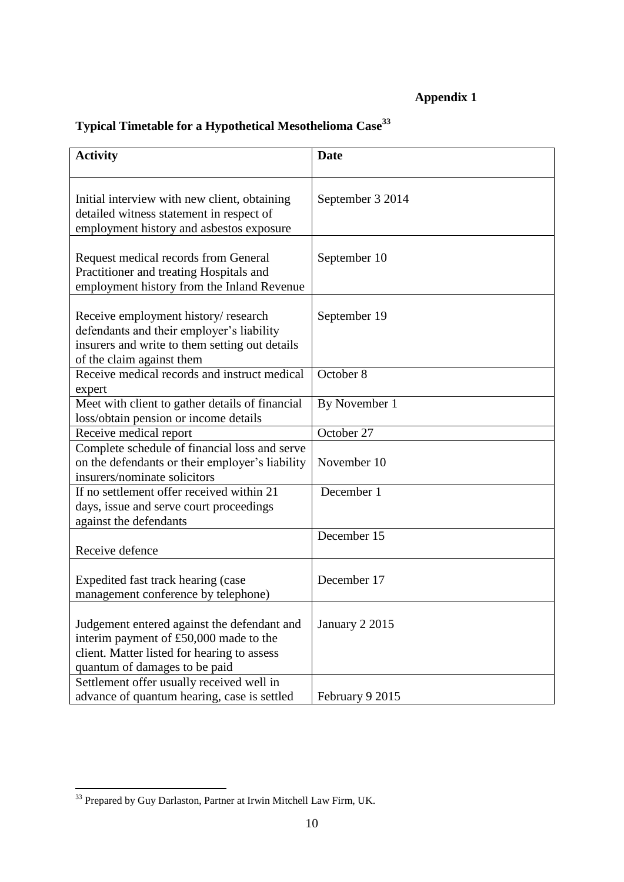**Appendix 1**

## Typical Timetable for a Hypothetical Mesothelioma Case[33]

| Activity | Date |
|---|---|
| Initial interview with new client, obtaining detailed witness statement in respect of employment history and asbestos exposure | September 3 2014 |
| Request medical records from General Practitioner and treating Hospitals and employment history from the Inland Revenue | September 10 |
| Receive employment history/ research defendants and their employer's liability insurers and write to them setting out details of the claim against them | September 19 |
| Receive medical records and instruct medical expert | October 8 |
| Meet with client to gather details of financial loss/obtain pension or income details | By November 1 |
| Receive medical report | October 27 |
| Complete schedule of financial loss and serve on the defendants or their employer's liability insurers/nominate solicitors | November 10 |
| If no settlement offer received within 21 days, issue and serve court proceedings against the defendants | December 1 |
| Receive defence | December 15 |
| Expedited fast track hearing (case management conference by telephone) | December 17 |
| Judgement entered against the defendant and interim payment of £50,000 made to the client. Matter listed for hearing to assess quantum of damages to be paid | January 2 2015 |
| Settlement offer usually received well in advance of quantum hearing, case is settled | February 9 2015 |

[33] Prepared by Guy Darlaston, Partner at Irwin Mitchell Law Firm, UK.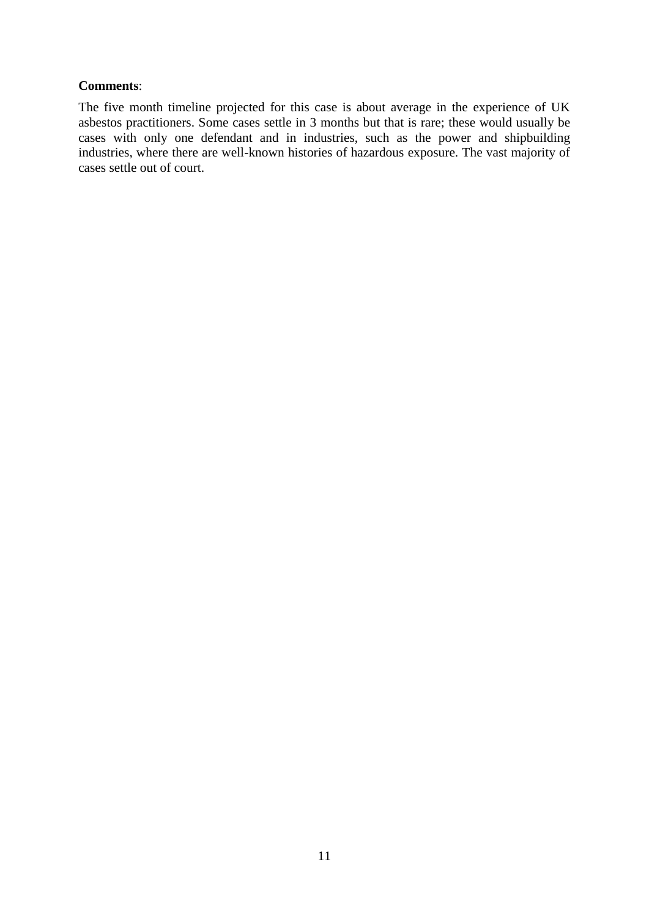**Comments**:

The five month timeline projected for this case is about average in the experience of UK asbestos practitioners. Some cases settle in 3 months but that is rare; these would usually be cases with only one defendant and in industries, such as the power and shipbuilding industries, where there are well-known histories of hazardous exposure. The vast majority of cases settle out of court.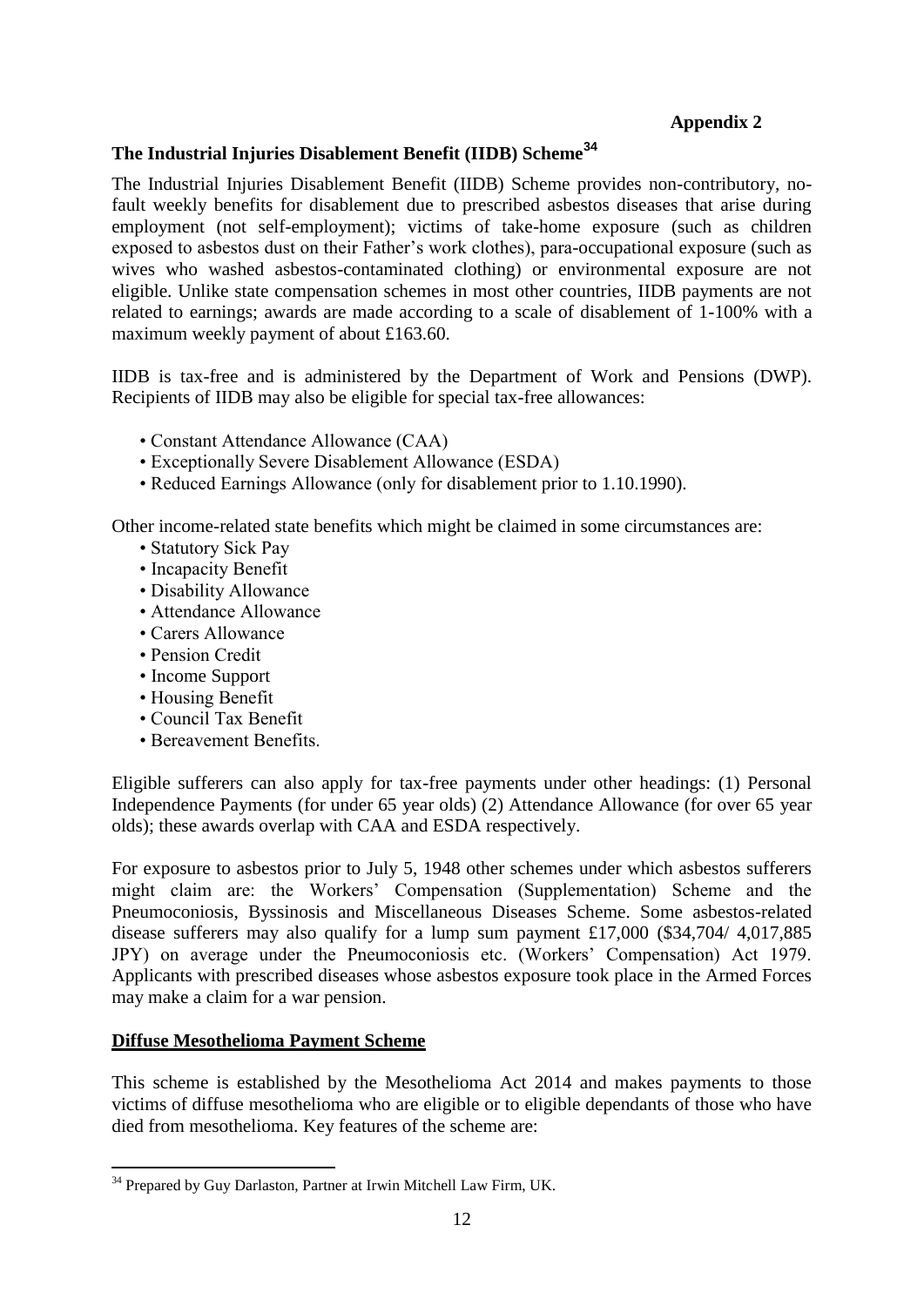**Appendix 2**

## The Industrial Injuries Disablement Benefit (IIDB) Scheme[34]

The Industrial Injuries Disablement Benefit (IIDB) Scheme provides non-contributory, no-fault weekly benefits for disablement due to prescribed asbestos diseases that arise during employment (not self-employment); victims of take-home exposure (such as children exposed to asbestos dust on their Father's work clothes), para-occupational exposure (such as wives who washed asbestos-contaminated clothing) or environmental exposure are not eligible. Unlike state compensation schemes in most other countries, IIDB payments are not related to earnings; awards are made according to a scale of disablement of 1-100% with a maximum weekly payment of about £163.60.

IIDB is tax-free and is administered by the Department of Work and Pensions (DWP). Recipients of IIDB may also be eligible for special tax-free allowances:

- Constant Attendance Allowance (CAA)
- Exceptionally Severe Disablement Allowance (ESDA)
- Reduced Earnings Allowance (only for disablement prior to 1.10.1990).

Other income-related state benefits which might be claimed in some circumstances are:

- Statutory Sick Pay
- Incapacity Benefit
- Disability Allowance
- Attendance Allowance
- Carers Allowance
- Pension Credit
- Income Support
- Housing Benefit
- Council Tax Benefit
- Bereavement Benefits.

Eligible sufferers can also apply for tax-free payments under other headings: (1) Personal Independence Payments (for under 65 year olds) (2) Attendance Allowance (for over 65 year olds); these awards overlap with CAA and ESDA respectively.

For exposure to asbestos prior to July 5, 1948 other schemes under which asbestos sufferers might claim are: the Workers' Compensation (Supplementation) Scheme and the Pneumoconiosis, Byssinosis and Miscellaneous Diseases Scheme. Some asbestos-related disease sufferers may also qualify for a lump sum payment £17,000 ($34,704/ 4,017,885 JPY) on average under the Pneumoconiosis etc. (Workers' Compensation) Act 1979. Applicants with prescribed diseases whose asbestos exposure took place in the Armed Forces may make a claim for a war pension.

### Diffuse Mesothelioma Payment Scheme

This scheme is established by the Mesothelioma Act 2014 and makes payments to those victims of diffuse mesothelioma who are eligible or to eligible dependants of those who have died from mesothelioma. Key features of the scheme are:

[34] Prepared by Guy Darlaston, Partner at Irwin Mitchell Law Firm, UK.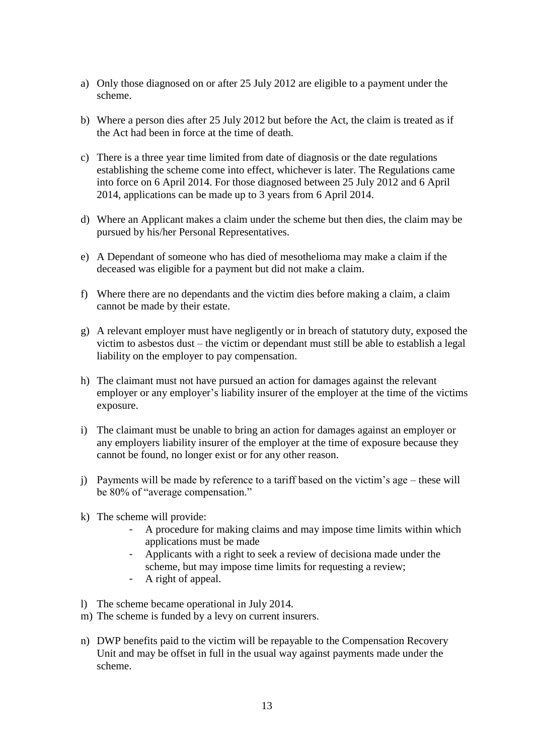a) Only those diagnosed on or after 25 July 2012 are eligible to a payment under the scheme.

b) Where a person dies after 25 July 2012 but before the Act, the claim is treated as if the Act had been in force at the time of death.

c) There is a three year time limited from date of diagnosis or the date regulations establishing the scheme come into effect, whichever is later. The Regulations came into force on 6 April 2014. For those diagnosed between 25 July 2012 and 6 April 2014, applications can be made up to 3 years from 6 April 2014.

d) Where an Applicant makes a claim under the scheme but then dies, the claim may be pursued by his/her Personal Representatives.

e) A Dependant of someone who has died of mesothelioma may make a claim if the deceased was eligible for a payment but did not make a claim.

f) Where there are no dependants and the victim dies before making a claim, a claim cannot be made by their estate.

g) A relevant employer must have negligently or in breach of statutory duty, exposed the victim to asbestos dust – the victim or dependant must still be able to establish a legal liability on the employer to pay compensation.

h) The claimant must not have pursued an action for damages against the relevant employer or any employer's liability insurer of the employer at the time of the victims exposure.

i) The claimant must be unable to bring an action for damages against an employer or any employers liability insurer of the employer at the time of exposure because they cannot be found, no longer exist or for any other reason.

j) Payments will be made by reference to a tariff based on the victim's age – these will be 80% of "average compensation."

k) The scheme will provide:
   - A procedure for making claims and may impose time limits within which applications must be made
   - Applicants with a right to seek a review of decisiona made under the scheme, but may impose time limits for requesting a review;
   - A right of appeal.

l) The scheme became operational in July 2014.

m) The scheme is funded by a levy on current insurers.

n) DWP benefits paid to the victim will be repayable to the Compensation Recovery Unit and may be offset in full in the usual way against payments made under the scheme.